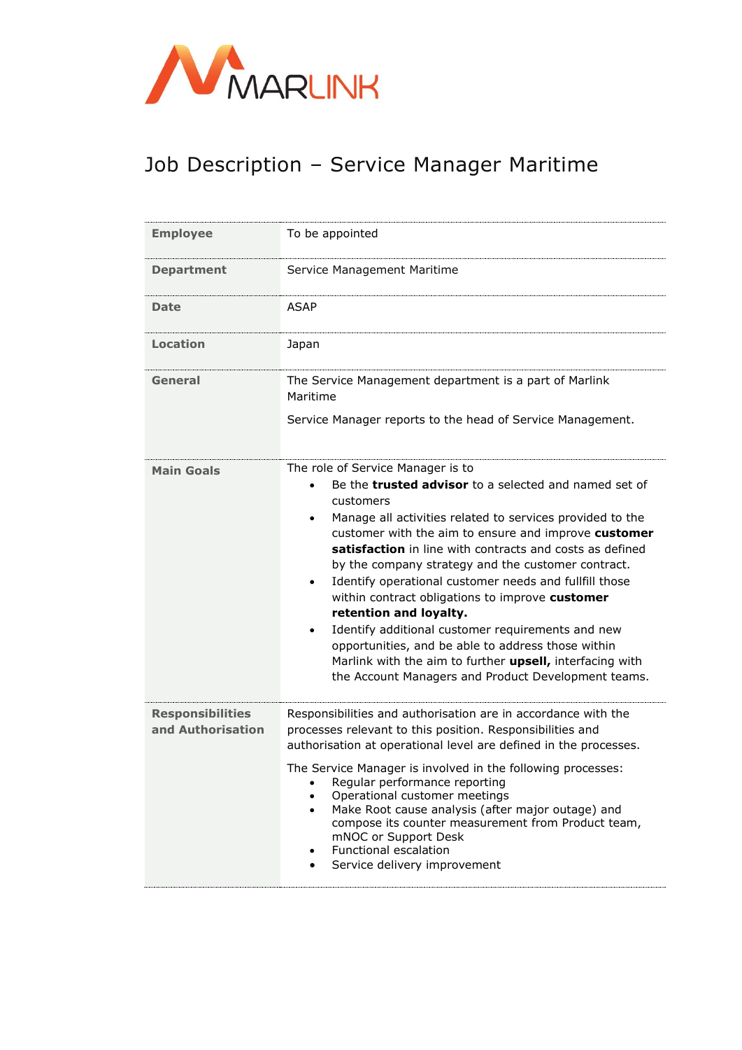MARLINK

# Job Description – Service Manager Maritime

| | |
|---|---|
| **Employee** | To be appointed |
| **Department** | Service Management Maritime |
| **Date** | ASAP |
| **Location** | Japan |
| **General** | The Service Management department is a part of Marlink Maritime<br><br>Service Manager reports to the head of Service Management. |
| **Main Goals** | The role of Service Manager is to<br>• Be the **trusted advisor** to a selected and named set of customers<br>• Manage all activities related to services provided to the customer with the aim to ensure and improve **customer satisfaction** in line with contracts and costs as defined by the company strategy and the customer contract.<br>• Identify operational customer needs and fullfill those within contract obligations to improve **customer retention and loyalty.**<br>• Identify additional customer requirements and new opportunities, and be able to address those within Marlink with the aim to further **upsell,** interfacing with the Account Managers and Product Development teams. |
| **Responsibilities and Authorisation** | Responsibilities and authorisation are in accordance with the processes relevant to this position. Responsibilities and authorisation at operational level are defined in the processes.<br><br>The Service Manager is involved in the following processes:<br>• Regular performance reporting<br>• Operational customer meetings<br>• Make Root cause analysis (after major outage) and compose its counter measurement from Product team, mNOC or Support Desk<br>• Functional escalation<br>• Service delivery improvement |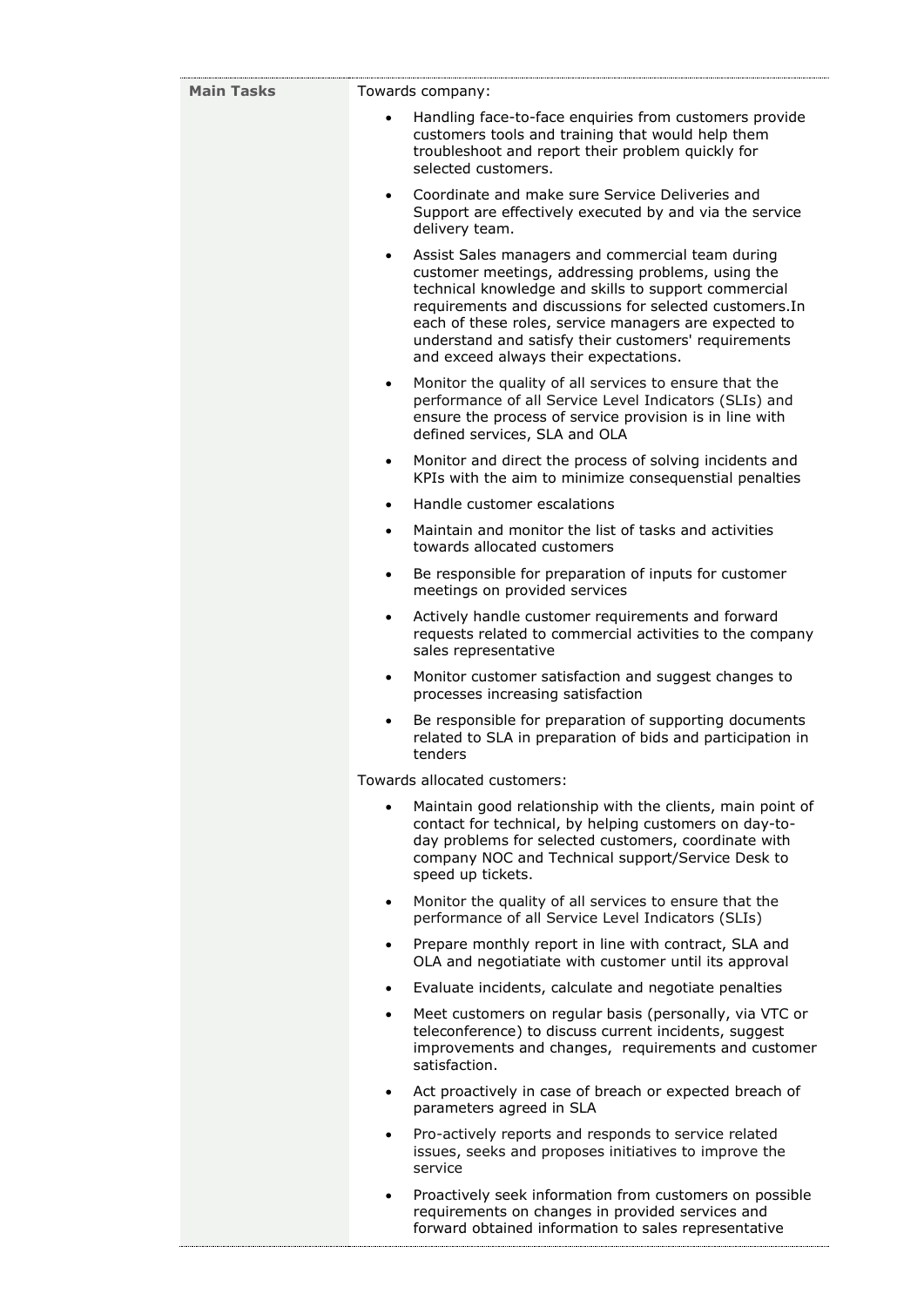| Main Tasks | Towards company: |
|---|---|
| | • Handling face-to-face enquiries from customers provide customers tools and training that would help them troubleshoot and report their problem quickly for selected customers.<br>• Coordinate and make sure Service Deliveries and Support are effectively executed by and via the service delivery team.<br>• Assist Sales managers and commercial team during customer meetings, addressing problems, using the technical knowledge and skills to support commercial requirements and discussions for selected customers.In each of these roles, service managers are expected to understand and satisfy their customers' requirements and exceed always their expectations.<br>• Monitor the quality of all services to ensure that the performance of all Service Level Indicators (SLIs) and ensure the process of service provision is in line with defined services, SLA and OLA<br>• Monitor and direct the process of solving incidents and KPIs with the aim to minimize consequenstial penalties<br>• Handle customer escalations<br>• Maintain and monitor the list of tasks and activities towards allocated customers<br>• Be responsible for preparation of inputs for customer meetings on provided services<br>• Actively handle customer requirements and forward requests related to commercial activities to the company sales representative<br>• Monitor customer satisfaction and suggest changes to processes increasing satisfaction<br>• Be responsible for preparation of supporting documents related to SLA in preparation of bids and participation in tenders |
| | Towards allocated customers: |
| | • Maintain good relationship with the clients, main point of contact for technical, by helping customers on day-to-day problems for selected customers, coordinate with company NOC and Technical support/Service Desk to speed up tickets.<br>• Monitor the quality of all services to ensure that the performance of all Service Level Indicators (SLIs)<br>• Prepare monthly report in line with contract, SLA and OLA and negotiatiate with customer until its approval<br>• Evaluate incidents, calculate and negotiate penalties<br>• Meet customers on regular basis (personally, via VTC or teleconference) to discuss current incidents, suggest improvements and changes, requirements and customer satisfaction.<br>• Act proactively in case of breach or expected breach of parameters agreed in SLA<br>• Pro-actively reports and responds to service related issues, seeks and proposes initiatives to improve the service<br>• Proactively seek information from customers on possible requirements on changes in provided services and forward obtained information to sales representative |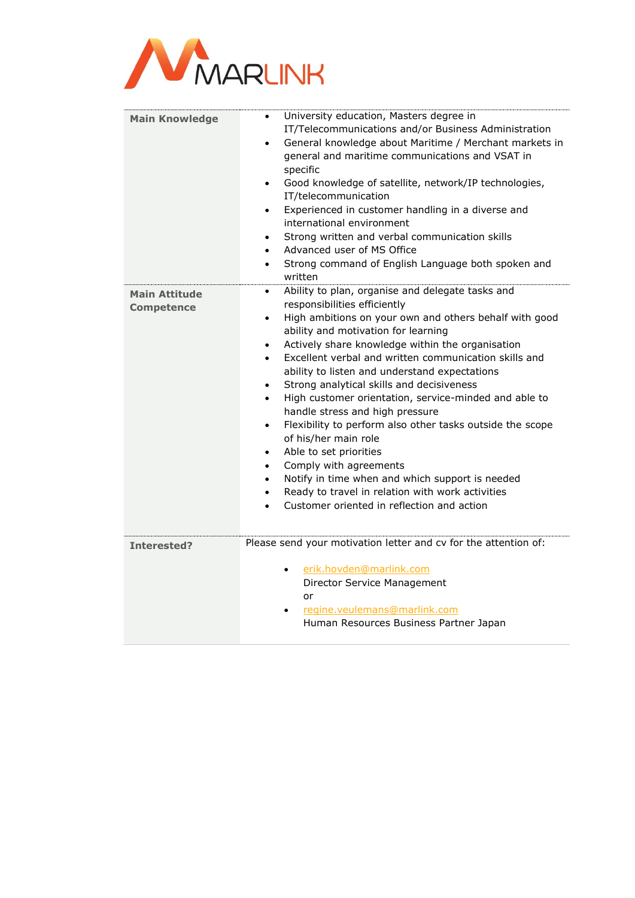MARLINK

| | |
|---|---|
| **Main Knowledge** | • University education, Masters degree in IT/Telecommunications and/or Business Administration<br>• General knowledge about Maritime / Merchant markets in general and maritime communications and VSAT in specific<br>• Good knowledge of satellite, network/IP technologies, IT/telecommunication<br>• Experienced in customer handling in a diverse and international environment<br>• Strong written and verbal communication skills<br>• Advanced user of MS Office<br>• Strong command of English Language both spoken and written |
| **Main Attitude Competence** | • Ability to plan, organise and delegate tasks and responsibilities efficiently<br>• High ambitions on your own and others behalf with good ability and motivation for learning<br>• Actively share knowledge within the organisation<br>• Excellent verbal and written communication skills and ability to listen and understand expectations<br>• Strong analytical skills and decisiveness<br>• High customer orientation, service-minded and able to handle stress and high pressure<br>• Flexibility to perform also other tasks outside the scope of his/her main role<br>• Able to set priorities<br>• Comply with agreements<br>• Notify in time when and which support is needed<br>• Ready to travel in relation with work activities<br>• Customer oriented in reflection and action |
| **Interested?** | Please send your motivation letter and cv for the attention of:<br>• erik.hovden@marlink.com<br>Director Service Management<br>or<br>• regine.veulemans@marlink.com<br>Human Resources Business Partner Japan |